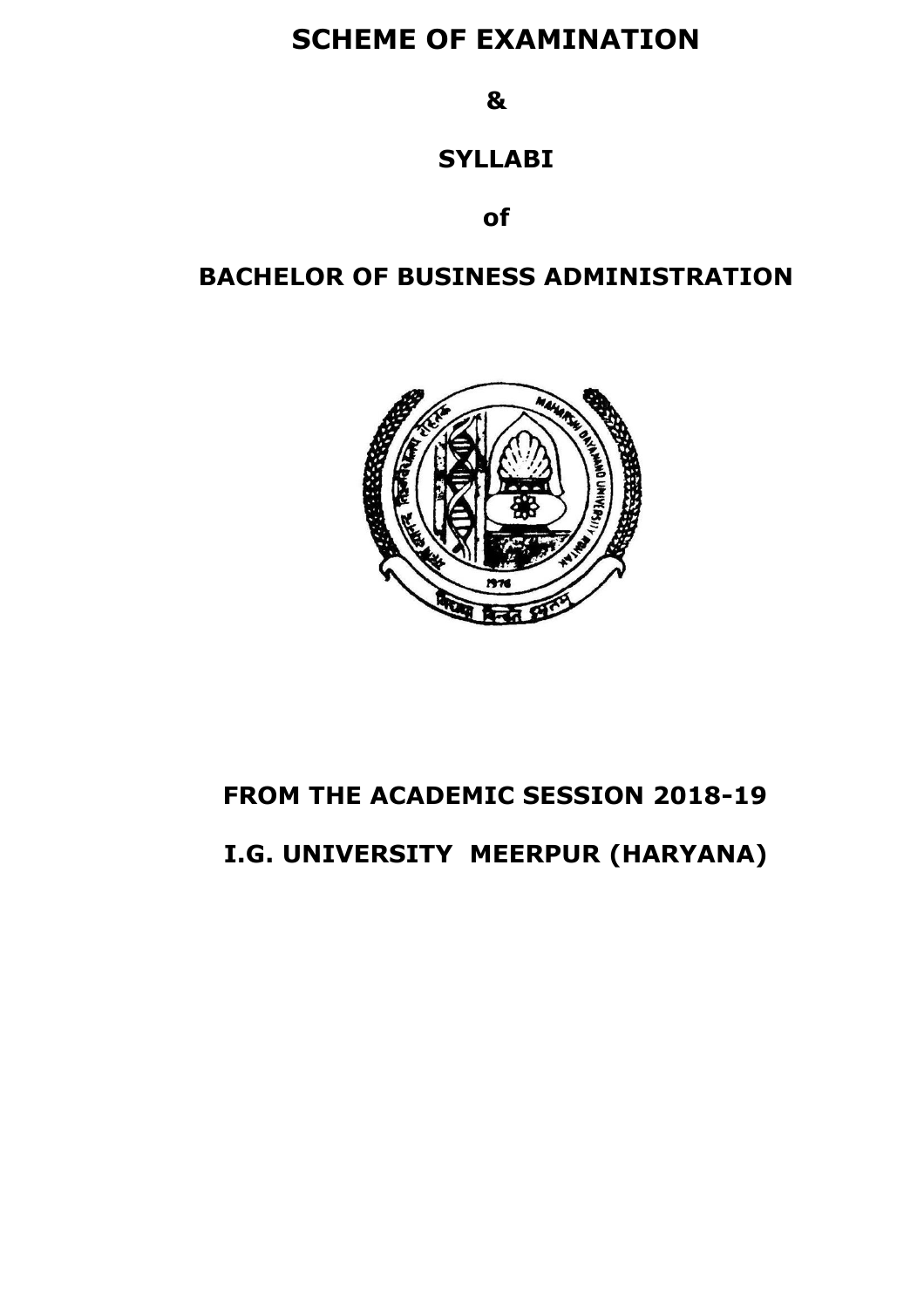# SCHEME OF EXAMINATION

## &

## SYLLABI

## of

## BACHELOR OF BUSINESS ADMINISTRATION

## FROM THE ACADEMIC SESSION 2018-19

## I.G. UNIVERSITY MEERPUR (HARYANA)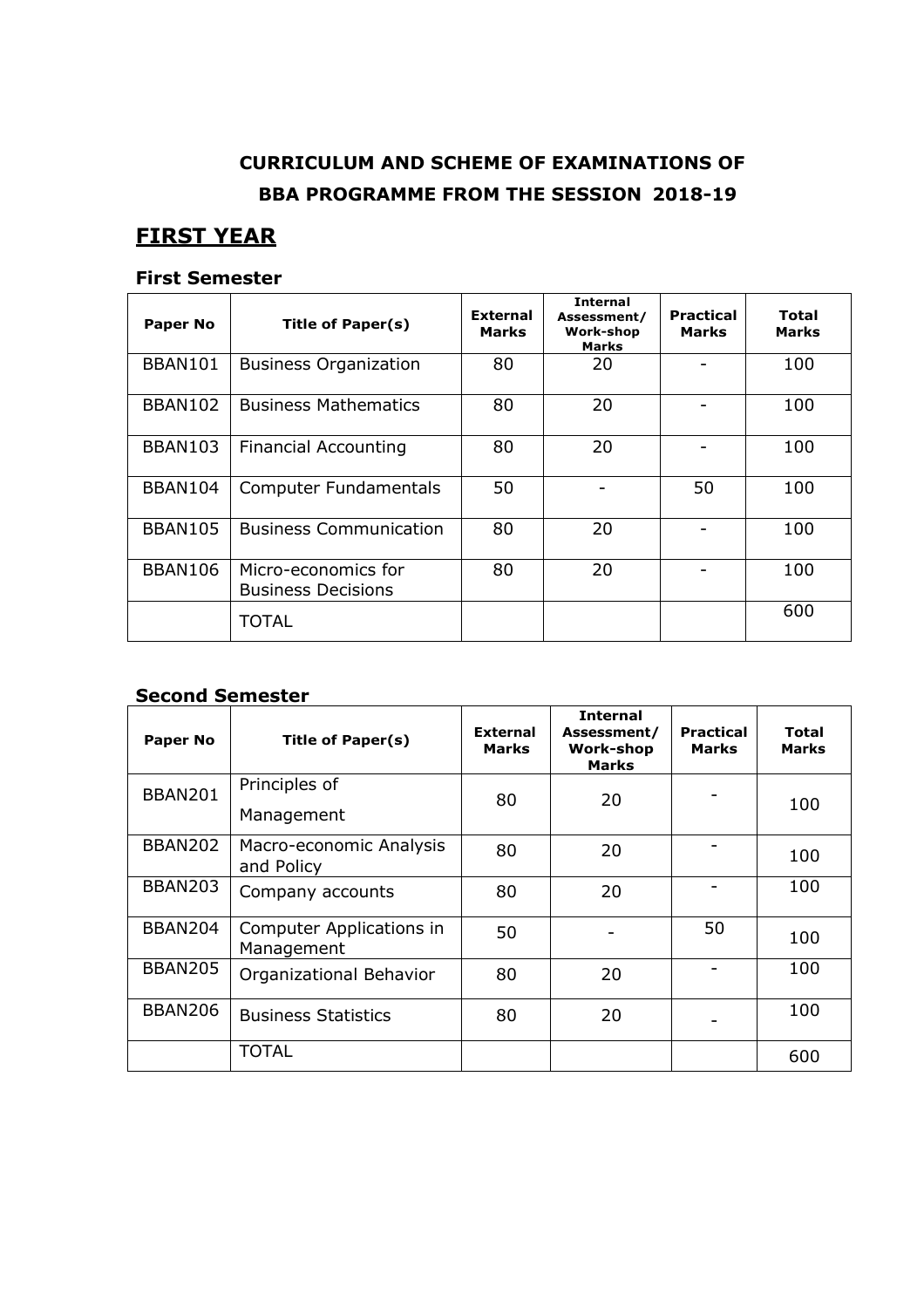# CURRICULUM AND SCHEME OF EXAMINATIONS OF BBA PROGRAMME FROM THE SESSION 2018-19

## FIRST YEAR

### First Semester

| Paper No | Title of Paper(s) | External Marks | Internal Assessment/ Work-shop Marks | Practical Marks | Total Marks |
|---|---|---|---|---|---|
| BBAN101 | Business Organization | 80 | 20 | - | 100 |
| BBAN102 | Business Mathematics | 80 | 20 | - | 100 |
| BBAN103 | Financial Accounting | 80 | 20 | - | 100 |
| BBAN104 | Computer Fundamentals | 50 | - | 50 | 100 |
| BBAN105 | Business Communication | 80 | 20 | - | 100 |
| BBAN106 | Micro-economics for Business Decisions | 80 | 20 | - | 100 |
| | TOTAL | | | | 600 |

### Second Semester

| Paper No | Title of Paper(s) | External Marks | Internal Assessment/ Work-shop Marks | Practical Marks | Total Marks |
|---|---|---|---|---|---|
| BBAN201 | Principles of Management | 80 | 20 | - | 100 |
| BBAN202 | Macro-economic Analysis and Policy | 80 | 20 | - | 100 |
| BBAN203 | Company accounts | 80 | 20 | - | 100 |
| BBAN204 | Computer Applications in Management | 50 | - | 50 | 100 |
| BBAN205 | Organizational Behavior | 80 | 20 | - | 100 |
| BBAN206 | Business Statistics | 80 | 20 | - | 100 |
| | TOTAL | | | | 600 |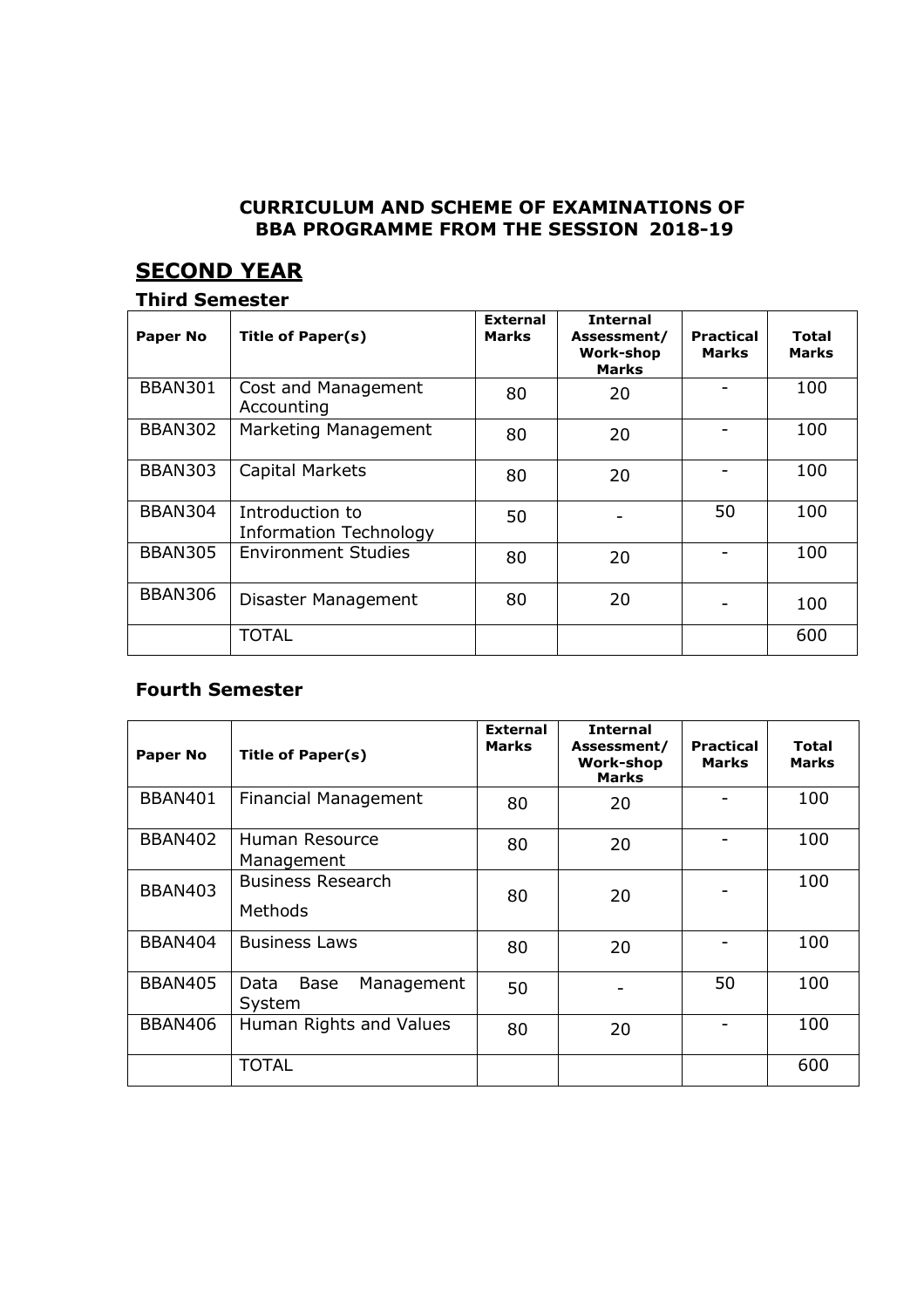**CURRICULUM AND SCHEME OF EXAMINATIONS OF BBA PROGRAMME FROM THE SESSION 2018-19**

## SECOND YEAR

### Third Semester

| Paper No | Title of Paper(s) | External Marks | Internal Assessment/ Work-shop Marks | Practical Marks | Total Marks |
|---|---|---|---|---|---|
| BBAN301 | Cost and Management Accounting | 80 | 20 | - | 100 |
| BBAN302 | Marketing Management | 80 | 20 | - | 100 |
| BBAN303 | Capital Markets | 80 | 20 | - | 100 |
| BBAN304 | Introduction to Information Technology | 50 | - | 50 | 100 |
| BBAN305 | Environment Studies | 80 | 20 | - | 100 |
| BBAN306 | Disaster Management | 80 | 20 | - | 100 |
| | TOTAL | | | | 600 |

### Fourth Semester

| Paper No | Title of Paper(s) | External Marks | Internal Assessment/ Work-shop Marks | Practical Marks | Total Marks |
|---|---|---|---|---|---|
| BBAN401 | Financial Management | 80 | 20 | - | 100 |
| BBAN402 | Human Resource Management | 80 | 20 | - | 100 |
| BBAN403 | Business Research Methods | 80 | 20 | - | 100 |
| BBAN404 | Business Laws | 80 | 20 | - | 100 |
| BBAN405 | Data Base Management System | 50 | - | 50 | 100 |
| BBAN406 | Human Rights and Values | 80 | 20 | - | 100 |
| | TOTAL | | | | 600 |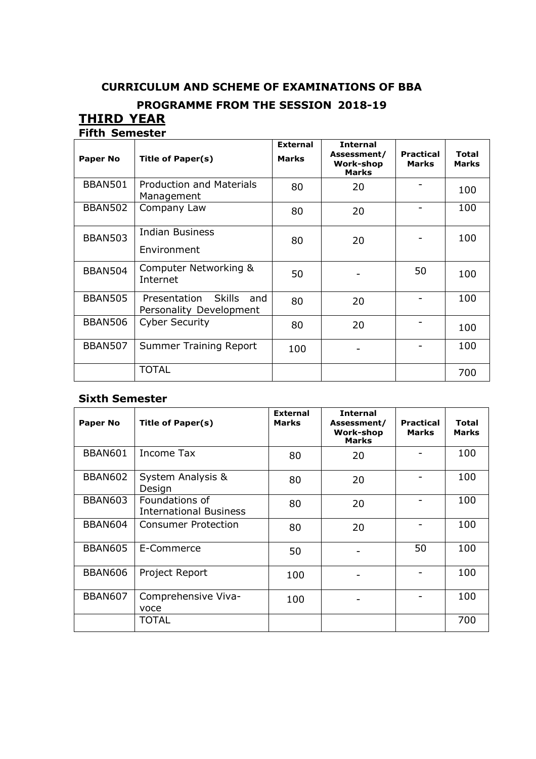# CURRICULUM AND SCHEME OF EXAMINATIONS OF BBA PROGRAMME FROM THE SESSION 2018-19

## THIRD YEAR

### Fifth Semester

| Paper No | Title of Paper(s) | External Marks | Internal Assessment/ Work-shop Marks | Practical Marks | Total Marks |
|---|---|---|---|---|---|
| BBAN501 | Production and Materials Management | 80 | 20 | - | 100 |
| BBAN502 | Company Law | 80 | 20 | - | 100 |
| BBAN503 | Indian Business Environment | 80 | 20 | - | 100 |
| BBAN504 | Computer Networking & Internet | 50 | - | 50 | 100 |
| BBAN505 | Presentation Skills and Personality Development | 80 | 20 | - | 100 |
| BBAN506 | Cyber Security | 80 | 20 | - | 100 |
| BBAN507 | Summer Training Report | 100 | - | - | 100 |
| | TOTAL | | | | 700 |

### Sixth Semester

| Paper No | Title of Paper(s) | External Marks | Internal Assessment/ Work-shop Marks | Practical Marks | Total Marks |
|---|---|---|---|---|---|
| BBAN601 | Income Tax | 80 | 20 | - | 100 |
| BBAN602 | System Analysis & Design | 80 | 20 | - | 100 |
| BBAN603 | Foundations of International Business | 80 | 20 | - | 100 |
| BBAN604 | Consumer Protection | 80 | 20 | - | 100 |
| BBAN605 | E-Commerce | 50 | - | 50 | 100 |
| BBAN606 | Project Report | 100 | - | - | 100 |
| BBAN607 | Comprehensive Viva-voce | 100 | - | - | 100 |
| | TOTAL | | | | 700 |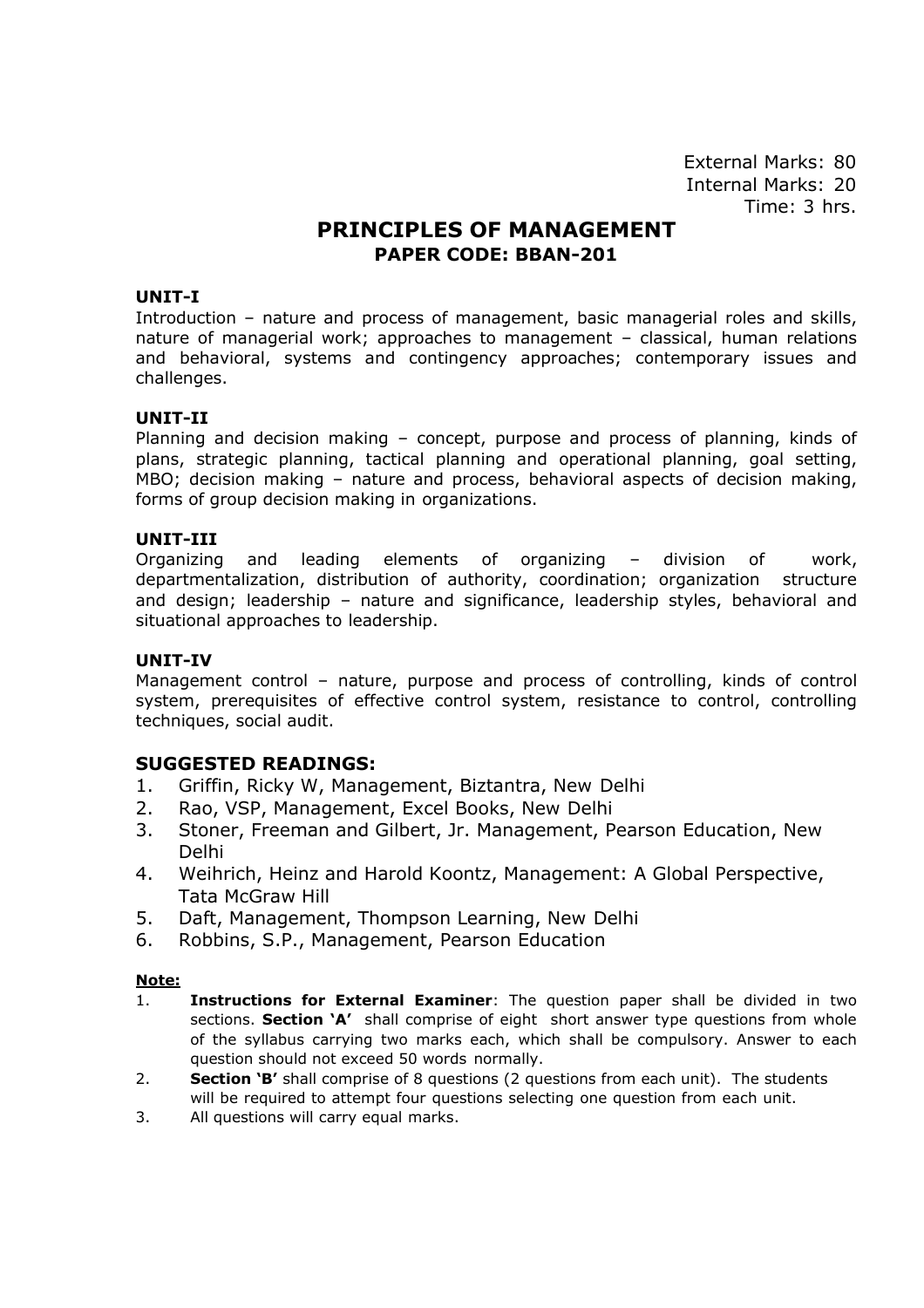External Marks: 80
Internal Marks: 20
Time: 3 hrs.

# PRINCIPLES OF MANAGEMENT

## PAPER CODE: BBAN-201

**UNIT-I**

Introduction – nature and process of management, basic managerial roles and skills, nature of managerial work; approaches to management – classical, human relations and behavioral, systems and contingency approaches; contemporary issues and challenges.

**UNIT-II**

Planning and decision making – concept, purpose and process of planning, kinds of plans, strategic planning, tactical planning and operational planning, goal setting, MBO; decision making – nature and process, behavioral aspects of decision making, forms of group decision making in organizations.

**UNIT-III**

Organizing and leading elements of organizing – division of work, departmentalization, distribution of authority, coordination; organization structure and design; leadership – nature and significance, leadership styles, behavioral and situational approaches to leadership.

**UNIT-IV**

Management control – nature, purpose and process of controlling, kinds of control system, prerequisites of effective control system, resistance to control, controlling techniques, social audit.

### SUGGESTED READINGS:

1. Griffin, Ricky W, Management, Biztantra, New Delhi
2. Rao, VSP, Management, Excel Books, New Delhi
3. Stoner, Freeman and Gilbert, Jr. Management, Pearson Education, New Delhi
4. Weihrich, Heinz and Harold Koontz, Management: A Global Perspective, Tata McGraw Hill
5. Daft, Management, Thompson Learning, New Delhi
6. Robbins, S.P., Management, Pearson Education

**Note:**

1. **Instructions for External Examiner**: The question paper shall be divided in two sections. **Section 'A'** shall comprise of eight short answer type questions from whole of the syllabus carrying two marks each, which shall be compulsory. Answer to each question should not exceed 50 words normally.
2. **Section 'B'** shall comprise of 8 questions (2 questions from each unit). The students will be required to attempt four questions selecting one question from each unit.
3. All questions will carry equal marks.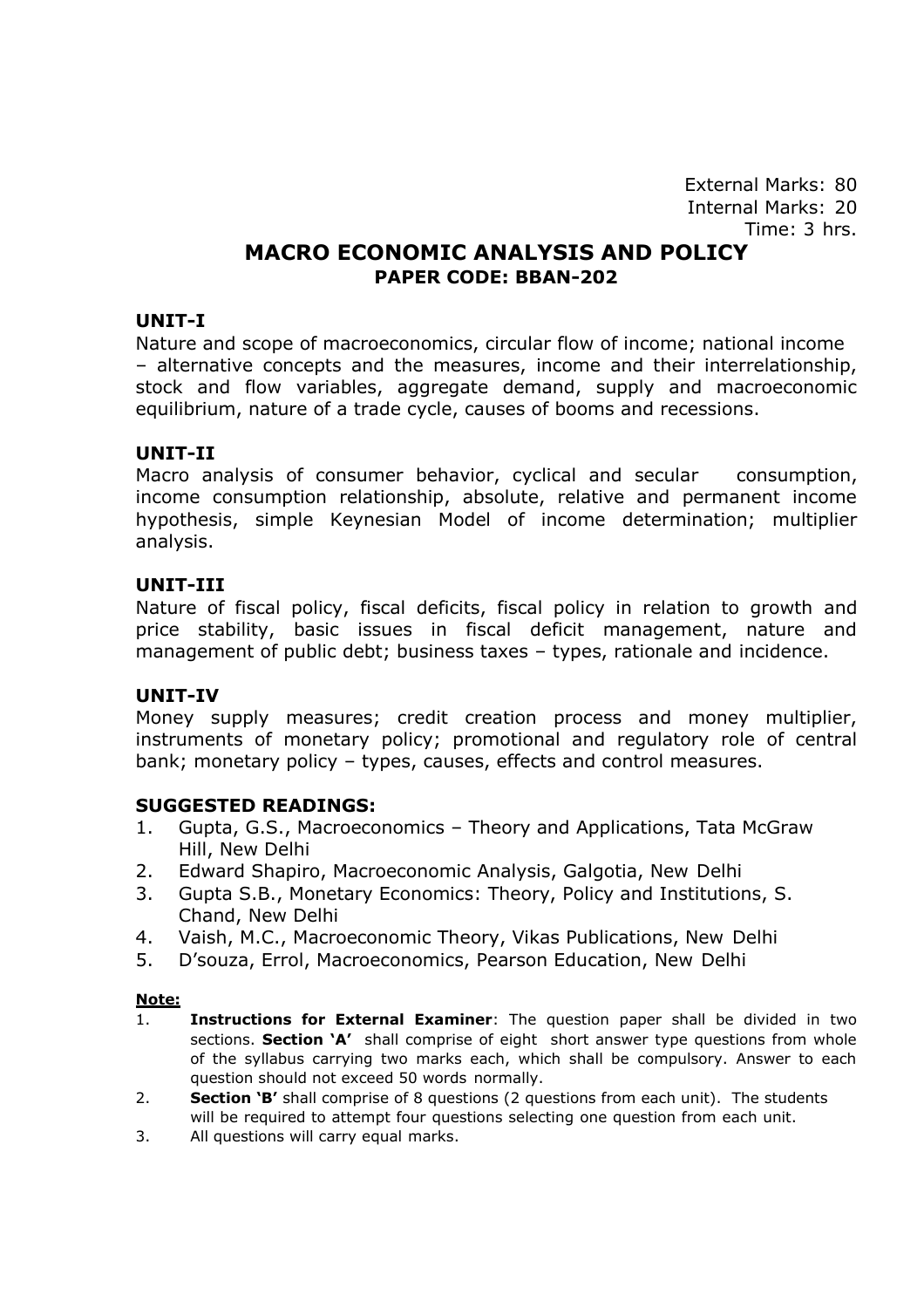External Marks: 80
Internal Marks: 20
Time: 3 hrs.

# MACRO ECONOMIC ANALYSIS AND POLICY

## PAPER CODE: BBAN-202

### UNIT-I

Nature and scope of macroeconomics, circular flow of income; national income – alternative concepts and the measures, income and their interrelationship, stock and flow variables, aggregate demand, supply and macroeconomic equilibrium, nature of a trade cycle, causes of booms and recessions.

### UNIT-II

Macro analysis of consumer behavior, cyclical and secular consumption, income consumption relationship, absolute, relative and permanent income hypothesis, simple Keynesian Model of income determination; multiplier analysis.

### UNIT-III

Nature of fiscal policy, fiscal deficits, fiscal policy in relation to growth and price stability, basic issues in fiscal deficit management, nature and management of public debt; business taxes – types, rationale and incidence.

### UNIT-IV

Money supply measures; credit creation process and money multiplier, instruments of monetary policy; promotional and regulatory role of central bank; monetary policy – types, causes, effects and control measures.

### SUGGESTED READINGS:

1. Gupta, G.S., Macroeconomics – Theory and Applications, Tata McGraw Hill, New Delhi
2. Edward Shapiro, Macroeconomic Analysis, Galgotia, New Delhi
3. Gupta S.B., Monetary Economics: Theory, Policy and Institutions, S. Chand, New Delhi
4. Vaish, M.C., Macroeconomic Theory, Vikas Publications, New Delhi
5. D'souza, Errol, Macroeconomics, Pearson Education, New Delhi

**Note:**

1. **Instructions for External Examiner**: The question paper shall be divided in two sections. **Section 'A'** shall comprise of eight short answer type questions from whole of the syllabus carrying two marks each, which shall be compulsory. Answer to each question should not exceed 50 words normally.
2. **Section 'B'** shall comprise of 8 questions (2 questions from each unit). The students will be required to attempt four questions selecting one question from each unit.
3. All questions will carry equal marks.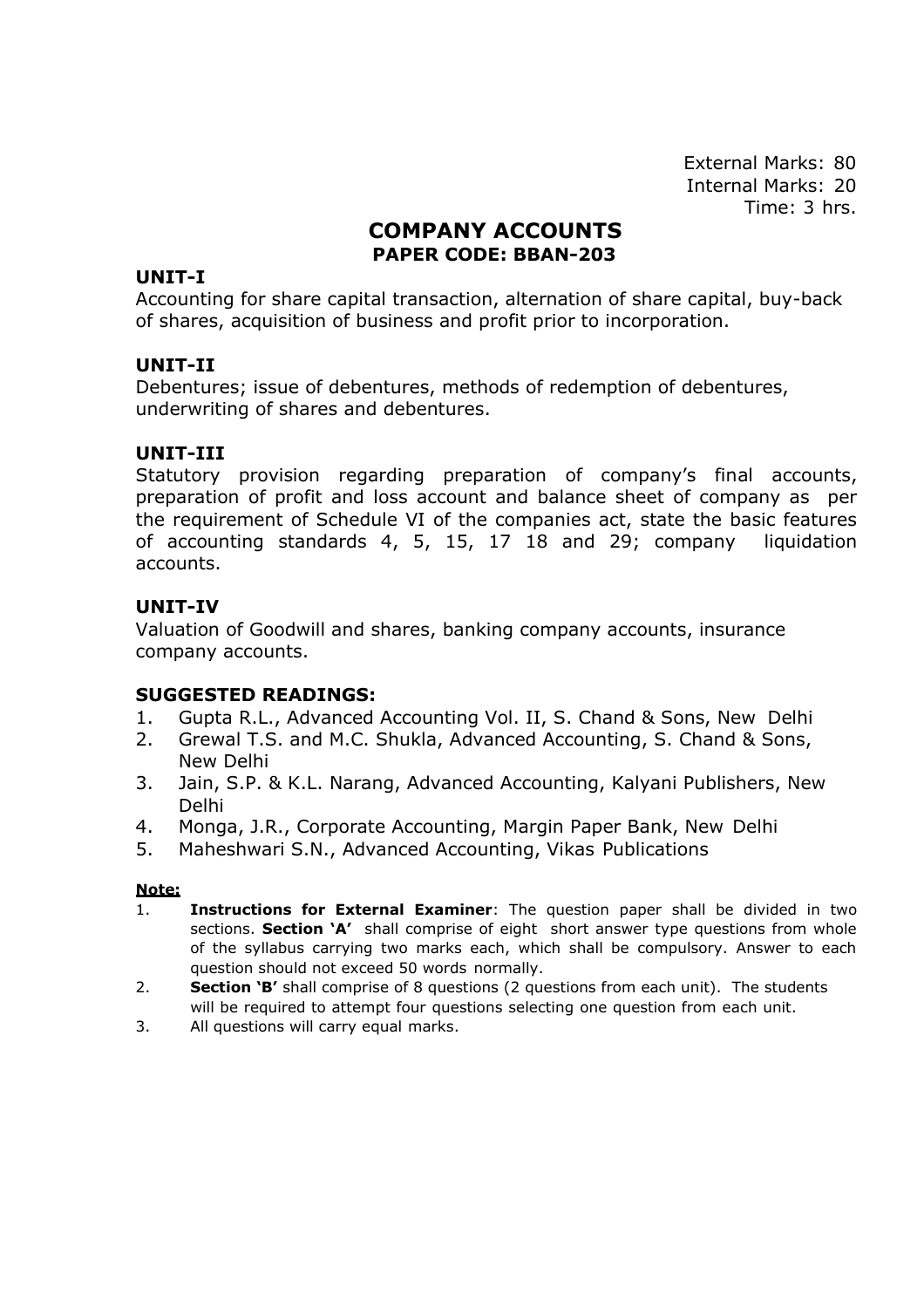External Marks: 80
Internal Marks: 20
Time: 3 hrs.

# COMPANY ACCOUNTS
## PAPER CODE: BBAN-203

**UNIT-I**

Accounting for share capital transaction, alternation of share capital, buy-back of shares, acquisition of business and profit prior to incorporation.

**UNIT-II**

Debentures; issue of debentures, methods of redemption of debentures, underwriting of shares and debentures.

**UNIT-III**

Statutory provision regarding preparation of company's final accounts, preparation of profit and loss account and balance sheet of company as per the requirement of Schedule VI of the companies act, state the basic features of accounting standards 4, 5, 15, 17 18 and 29; company liquidation accounts.

**UNIT-IV**

Valuation of Goodwill and shares, banking company accounts, insurance company accounts.

**SUGGESTED READINGS:**

1. Gupta R.L., Advanced Accounting Vol. II, S. Chand & Sons, New Delhi
2. Grewal T.S. and M.C. Shukla, Advanced Accounting, S. Chand & Sons, New Delhi
3. Jain, S.P. & K.L. Narang, Advanced Accounting, Kalyani Publishers, New Delhi
4. Monga, J.R., Corporate Accounting, Margin Paper Bank, New Delhi
5. Maheshwari S.N., Advanced Accounting, Vikas Publications

**Note:**

1. **Instructions for External Examiner**: The question paper shall be divided in two sections. **Section 'A'** shall comprise of eight short answer type questions from whole of the syllabus carrying two marks each, which shall be compulsory. Answer to each question should not exceed 50 words normally.
2. **Section 'B'** shall comprise of 8 questions (2 questions from each unit). The students will be required to attempt four questions selecting one question from each unit.
3. All questions will carry equal marks.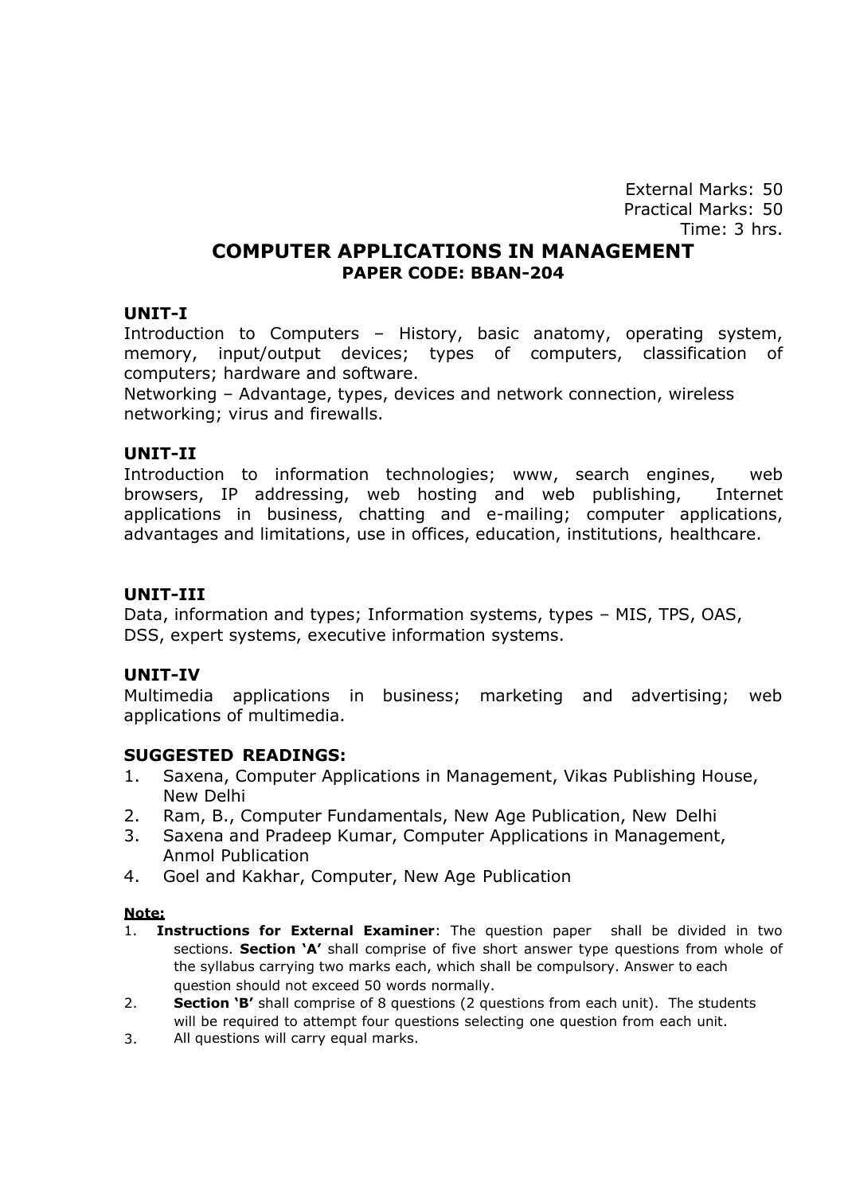External Marks: 50
Practical Marks: 50
Time: 3 hrs.

# COMPUTER APPLICATIONS IN MANAGEMENT

## PAPER CODE: BBAN-204

### UNIT-I

Introduction to Computers – History, basic anatomy, operating system, memory, input/output devices; types of computers, classification of computers; hardware and software.

Networking – Advantage, types, devices and network connection, wireless networking; virus and firewalls.

### UNIT-II

Introduction to information technologies; www, search engines, web browsers, IP addressing, web hosting and web publishing, Internet applications in business, chatting and e-mailing; computer applications, advantages and limitations, use in offices, education, institutions, healthcare.

### UNIT-III

Data, information and types; Information systems, types – MIS, TPS, OAS, DSS, expert systems, executive information systems.

### UNIT-IV

Multimedia applications in business; marketing and advertising; web applications of multimedia.

### SUGGESTED READINGS:

1. Saxena, Computer Applications in Management, Vikas Publishing House, New Delhi
2. Ram, B., Computer Fundamentals, New Age Publication, New Delhi
3. Saxena and Pradeep Kumar, Computer Applications in Management, Anmol Publication
4. Goel and Kakhar, Computer, New Age Publication

**Note:**

1. **Instructions for External Examiner**: The question paper shall be divided in two sections. **Section 'A'** shall comprise of five short answer type questions from whole of the syllabus carrying two marks each, which shall be compulsory. Answer to each question should not exceed 50 words normally.
2. **Section 'B'** shall comprise of 8 questions (2 questions from each unit). The students will be required to attempt four questions selecting one question from each unit.
3. All questions will carry equal marks.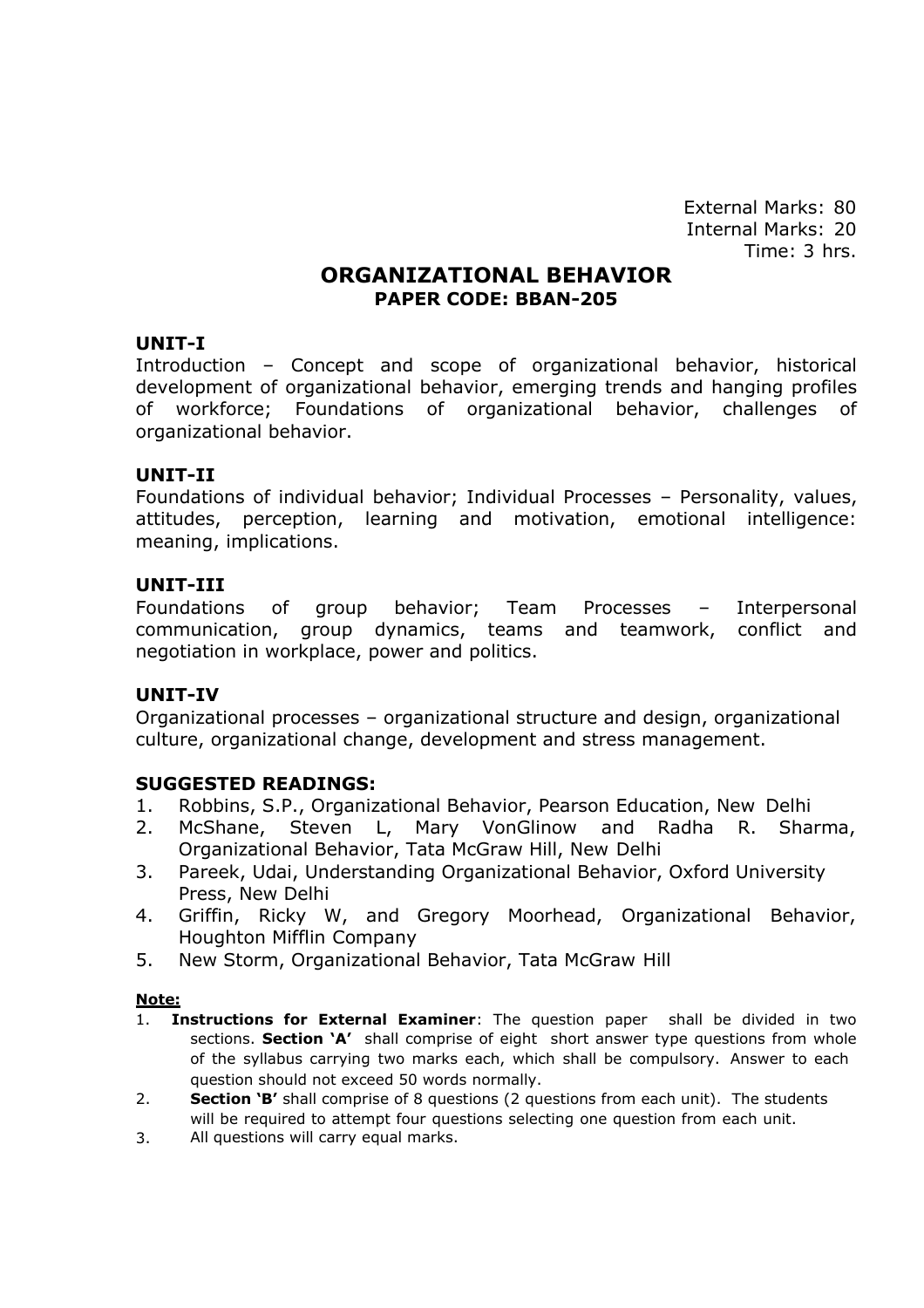External Marks: 80
Internal Marks: 20
Time: 3 hrs.

# ORGANIZATIONAL BEHAVIOR

## PAPER CODE: BBAN-205

### UNIT-I

Introduction – Concept and scope of organizational behavior, historical development of organizational behavior, emerging trends and hanging profiles of workforce; Foundations of organizational behavior, challenges of organizational behavior.

### UNIT-II

Foundations of individual behavior; Individual Processes – Personality, values, attitudes, perception, learning and motivation, emotional intelligence: meaning, implications.

### UNIT-III

Foundations of group behavior; Team Processes – Interpersonal communication, group dynamics, teams and teamwork, conflict and negotiation in workplace, power and politics.

### UNIT-IV

Organizational processes – organizational structure and design, organizational culture, organizational change, development and stress management.

### SUGGESTED READINGS:

1. Robbins, S.P., Organizational Behavior, Pearson Education, New Delhi
2. McShane, Steven L, Mary VonGlinow and Radha R. Sharma, Organizational Behavior, Tata McGraw Hill, New Delhi
3. Pareek, Udai, Understanding Organizational Behavior, Oxford University Press, New Delhi
4. Griffin, Ricky W, and Gregory Moorhead, Organizational Behavior, Houghton Mifflin Company
5. New Storm, Organizational Behavior, Tata McGraw Hill

**Note:**

1. **Instructions for External Examiner**: The question paper shall be divided in two sections. **Section 'A'** shall comprise of eight short answer type questions from whole of the syllabus carrying two marks each, which shall be compulsory. Answer to each question should not exceed 50 words normally.
2. **Section 'B'** shall comprise of 8 questions (2 questions from each unit). The students will be required to attempt four questions selecting one question from each unit.
3. All questions will carry equal marks.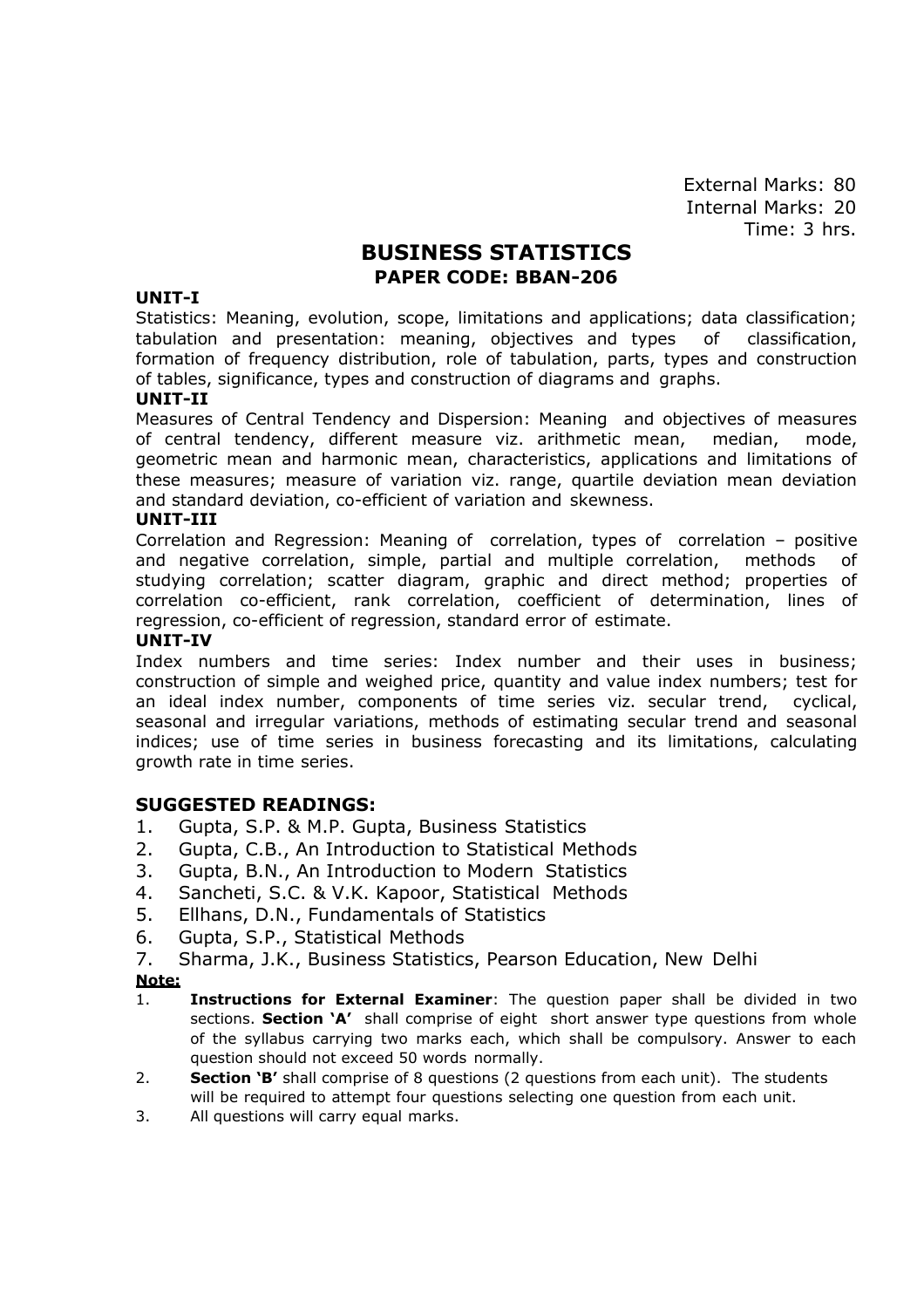External Marks: 80
Internal Marks: 20
Time: 3 hrs.

# BUSINESS STATISTICS
## PAPER CODE: BBAN-206

**UNIT-I**

Statistics: Meaning, evolution, scope, limitations and applications; data classification; tabulation and presentation: meaning, objectives and types of classification, formation of frequency distribution, role of tabulation, parts, types and construction of tables, significance, types and construction of diagrams and graphs.

**UNIT-II**

Measures of Central Tendency and Dispersion: Meaning and objectives of measures of central tendency, different measure viz. arithmetic mean, median, mode, geometric mean and harmonic mean, characteristics, applications and limitations of these measures; measure of variation viz. range, quartile deviation mean deviation and standard deviation, co-efficient of variation and skewness.

**UNIT-III**

Correlation and Regression: Meaning of correlation, types of correlation – positive and negative correlation, simple, partial and multiple correlation, methods of studying correlation; scatter diagram, graphic and direct method; properties of correlation co-efficient, rank correlation, coefficient of determination, lines of regression, co-efficient of regression, standard error of estimate.

**UNIT-IV**

Index numbers and time series: Index number and their uses in business; construction of simple and weighed price, quantity and value index numbers; test for an ideal index number, components of time series viz. secular trend, cyclical, seasonal and irregular variations, methods of estimating secular trend and seasonal indices; use of time series in business forecasting and its limitations, calculating growth rate in time series.

## SUGGESTED READINGS:

1. Gupta, S.P. & M.P. Gupta, Business Statistics
2. Gupta, C.B., An Introduction to Statistical Methods
3. Gupta, B.N., An Introduction to Modern Statistics
4. Sancheti, S.C. & V.K. Kapoor, Statistical Methods
5. Ellhans, D.N., Fundamentals of Statistics
6. Gupta, S.P., Statistical Methods
7. Sharma, J.K., Business Statistics, Pearson Education, New Delhi

**Note:**

1. **Instructions for External Examiner**: The question paper shall be divided in two sections. **Section 'A'** shall comprise of eight short answer type questions from whole of the syllabus carrying two marks each, which shall be compulsory. Answer to each question should not exceed 50 words normally.
2. **Section 'B'** shall comprise of 8 questions (2 questions from each unit). The students will be required to attempt four questions selecting one question from each unit.
3. All questions will carry equal marks.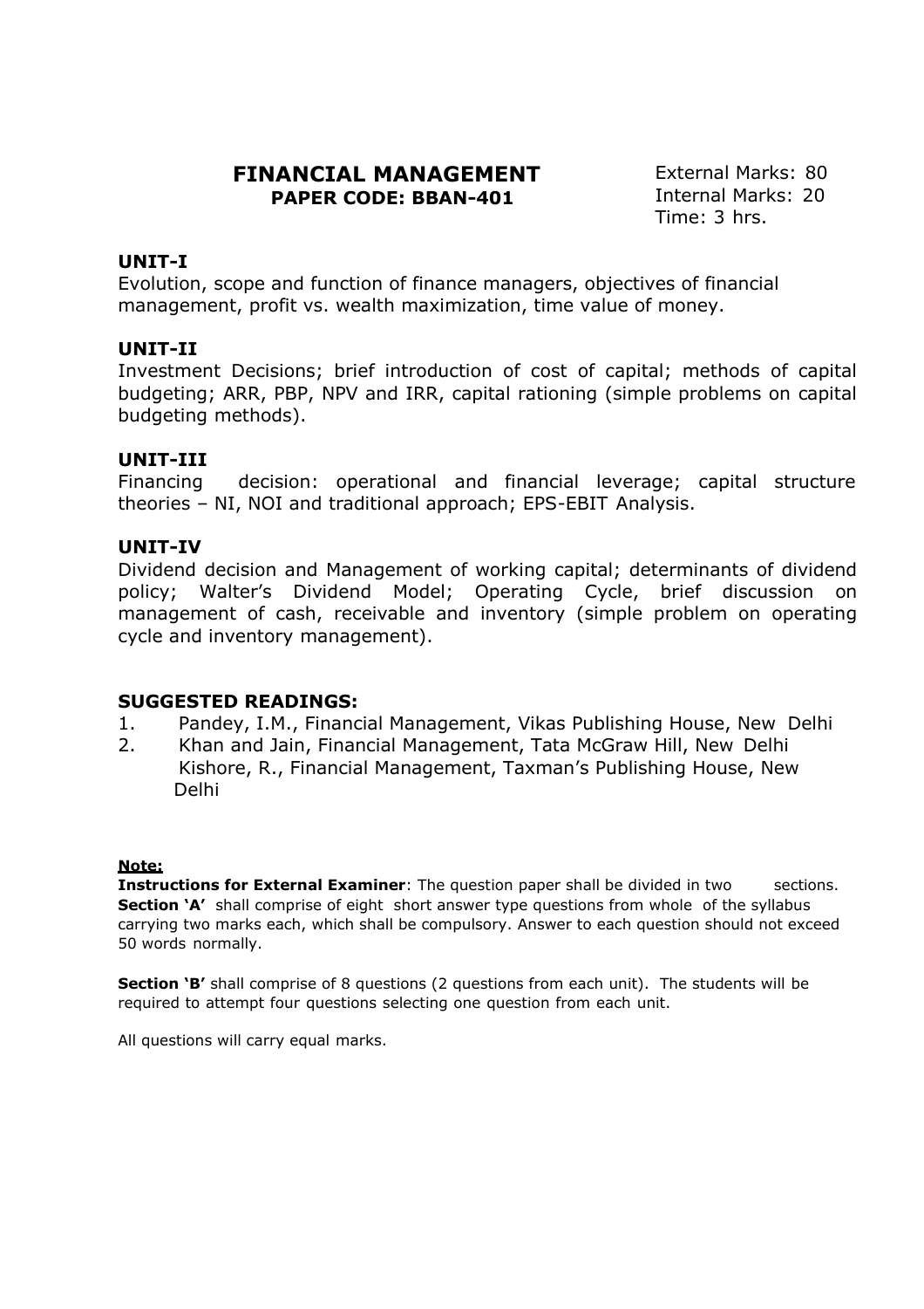## FINANCIAL MANAGEMENT
**PAPER CODE: BBAN-401**

External Marks: 80
Internal Marks: 20
Time: 3 hrs.

### UNIT-I

Evolution, scope and function of finance managers, objectives of financial management, profit vs. wealth maximization, time value of money.

### UNIT-II

Investment Decisions; brief introduction of cost of capital; methods of capital budgeting; ARR, PBP, NPV and IRR, capital rationing (simple problems on capital budgeting methods).

### UNIT-III

Financing decision: operational and financial leverage; capital structure theories – NI, NOI and traditional approach; EPS-EBIT Analysis.

### UNIT-IV

Dividend decision and Management of working capital; determinants of dividend policy; Walter's Dividend Model; Operating Cycle, brief discussion on management of cash, receivable and inventory (simple problem on operating cycle and inventory management).

### SUGGESTED READINGS:

1. Pandey, I.M., Financial Management, Vikas Publishing House, New Delhi
2. Khan and Jain, Financial Management, Tata McGraw Hill, New Delhi
   Kishore, R., Financial Management, Taxman's Publishing House, New Delhi

**Note:**

**Instructions for External Examiner**: The question paper shall be divided in two sections. **Section 'A'** shall comprise of eight short answer type questions from whole of the syllabus carrying two marks each, which shall be compulsory. Answer to each question should not exceed 50 words normally.

**Section 'B'** shall comprise of 8 questions (2 questions from each unit). The students will be required to attempt four questions selecting one question from each unit.

All questions will carry equal marks.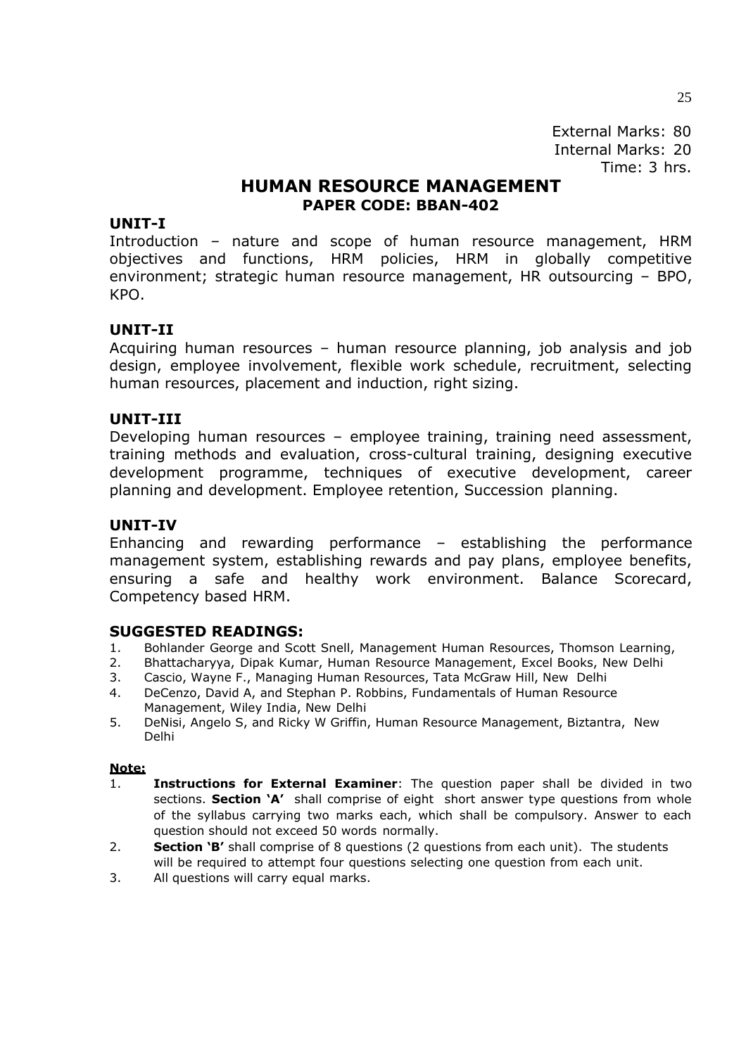External Marks: 80
Internal Marks: 20
Time: 3 hrs.

# HUMAN RESOURCE MANAGEMENT

## PAPER CODE: BBAN-402

### UNIT-I

Introduction – nature and scope of human resource management, HRM objectives and functions, HRM policies, HRM in globally competitive environment; strategic human resource management, HR outsourcing – BPO, KPO.

### UNIT-II

Acquiring human resources – human resource planning, job analysis and job design, employee involvement, flexible work schedule, recruitment, selecting human resources, placement and induction, right sizing.

### UNIT-III

Developing human resources – employee training, training need assessment, training methods and evaluation, cross-cultural training, designing executive development programme, techniques of executive development, career planning and development. Employee retention, Succession planning.

### UNIT-IV

Enhancing and rewarding performance – establishing the performance management system, establishing rewards and pay plans, employee benefits, ensuring a safe and healthy work environment. Balance Scorecard, Competency based HRM.

### SUGGESTED READINGS:

1. Bohlander George and Scott Snell, Management Human Resources, Thomson Learning,
2. Bhattacharyya, Dipak Kumar, Human Resource Management, Excel Books, New Delhi
3. Cascio, Wayne F., Managing Human Resources, Tata McGraw Hill, New Delhi
4. DeCenzo, David A, and Stephan P. Robbins, Fundamentals of Human Resource Management, Wiley India, New Delhi
5. DeNisi, Angelo S, and Ricky W Griffin, Human Resource Management, Biztantra, New Delhi

**Note:**

1. **Instructions for External Examiner**: The question paper shall be divided in two sections. **Section 'A'** shall comprise of eight short answer type questions from whole of the syllabus carrying two marks each, which shall be compulsory. Answer to each question should not exceed 50 words normally.
2. **Section 'B'** shall comprise of 8 questions (2 questions from each unit). The students will be required to attempt four questions selecting one question from each unit.
3. All questions will carry equal marks.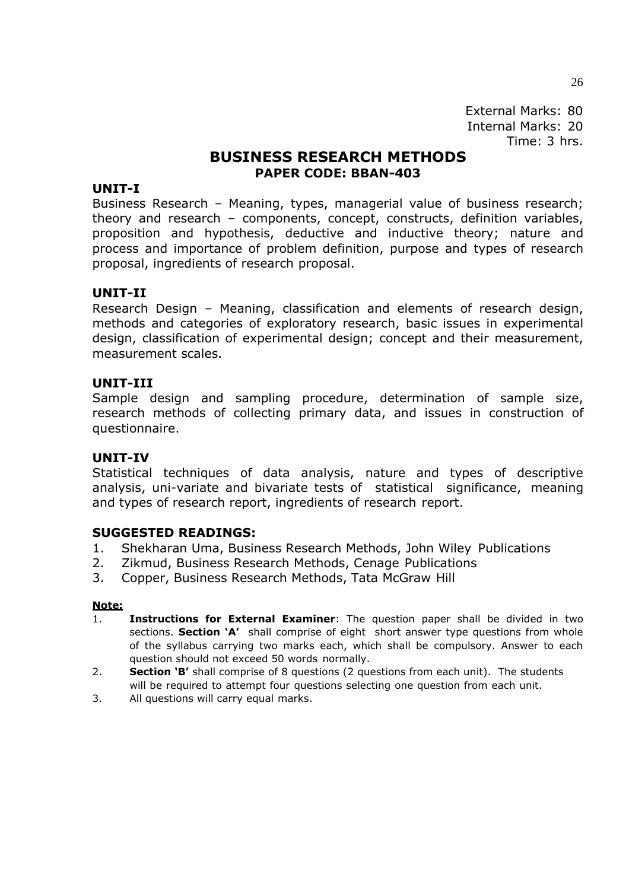External Marks: 80
Internal Marks: 20
Time: 3 hrs.

# BUSINESS RESEARCH METHODS

## PAPER CODE: BBAN-403

**UNIT-I**

Business Research – Meaning, types, managerial value of business research; theory and research – components, concept, constructs, definition variables, proposition and hypothesis, deductive and inductive theory; nature and process and importance of problem definition, purpose and types of research proposal, ingredients of research proposal.

**UNIT-II**

Research Design – Meaning, classification and elements of research design, methods and categories of exploratory research, basic issues in experimental design, classification of experimental design; concept and their measurement, measurement scales.

**UNIT-III**

Sample design and sampling procedure, determination of sample size, research methods of collecting primary data, and issues in construction of questionnaire.

**UNIT-IV**

Statistical techniques of data analysis, nature and types of descriptive analysis, uni-variate and bivariate tests of statistical significance, meaning and types of research report, ingredients of research report.

**SUGGESTED READINGS:**

1. Shekharan Uma, Business Research Methods, John Wiley Publications
2. Zikmud, Business Research Methods, Cenage Publications
3. Copper, Business Research Methods, Tata McGraw Hill

**Note:**

1. **Instructions for External Examiner**: The question paper shall be divided in two sections. **Section 'A'** shall comprise of eight short answer type questions from whole of the syllabus carrying two marks each, which shall be compulsory. Answer to each question should not exceed 50 words normally.
2. **Section 'B'** shall comprise of 8 questions (2 questions from each unit). The students will be required to attempt four questions selecting one question from each unit.
3. All questions will carry equal marks.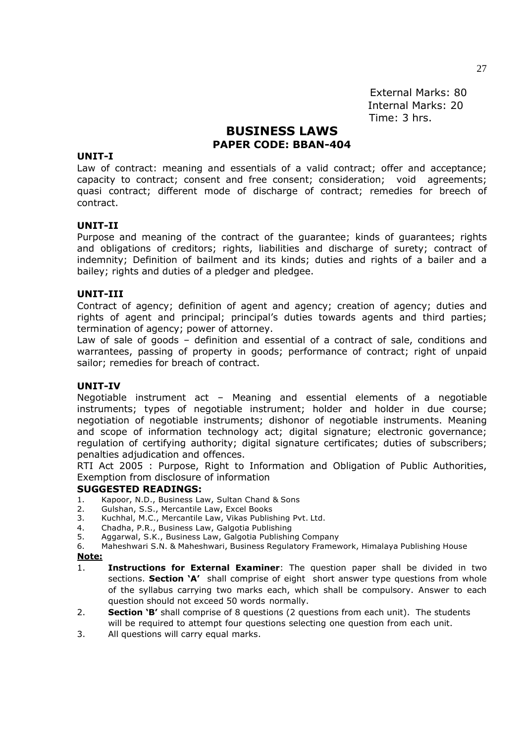External Marks: 80
Internal Marks: 20
Time: 3 hrs.

# BUSINESS LAWS
## PAPER CODE: BBAN-404

**UNIT-I**

Law of contract: meaning and essentials of a valid contract; offer and acceptance; capacity to contract; consent and free consent; consideration; void agreements; quasi contract; different mode of discharge of contract; remedies for breech of contract.

**UNIT-II**

Purpose and meaning of the contract of the guarantee; kinds of guarantees; rights and obligations of creditors; rights, liabilities and discharge of surety; contract of indemnity; Definition of bailment and its kinds; duties and rights of a bailer and a bailey; rights and duties of a pledger and pledgee.

**UNIT-III**

Contract of agency; definition of agent and agency; creation of agency; duties and rights of agent and principal; principal's duties towards agents and third parties; termination of agency; power of attorney.

Law of sale of goods – definition and essential of a contract of sale, conditions and warrantees, passing of property in goods; performance of contract; right of unpaid sailor; remedies for breach of contract.

**UNIT-IV**

Negotiable instrument act – Meaning and essential elements of a negotiable instruments; types of negotiable instrument; holder and holder in due course; negotiation of negotiable instruments; dishonor of negotiable instruments. Meaning and scope of information technology act; digital signature; electronic governance; regulation of certifying authority; digital signature certificates; duties of subscribers; penalties adjudication and offences.

RTI Act 2005 : Purpose, Right to Information and Obligation of Public Authorities, Exemption from disclosure of information

**SUGGESTED READINGS:**

1. Kapoor, N.D., Business Law, Sultan Chand & Sons
2. Gulshan, S.S., Mercantile Law, Excel Books
3. Kuchhal, M.C., Mercantile Law, Vikas Publishing Pvt. Ltd.
4. Chadha, P.R., Business Law, Galgotia Publishing
5. Aggarwal, S.K., Business Law, Galgotia Publishing Company
6. Maheshwari S.N. & Maheshwari, Business Regulatory Framework, Himalaya Publishing House

**Note:**

1. **Instructions for External Examiner**: The question paper shall be divided in two sections. **Section 'A'** shall comprise of eight short answer type questions from whole of the syllabus carrying two marks each, which shall be compulsory. Answer to each question should not exceed 50 words normally.
2. **Section 'B'** shall comprise of 8 questions (2 questions from each unit). The students will be required to attempt four questions selecting one question from each unit.
3. All questions will carry equal marks.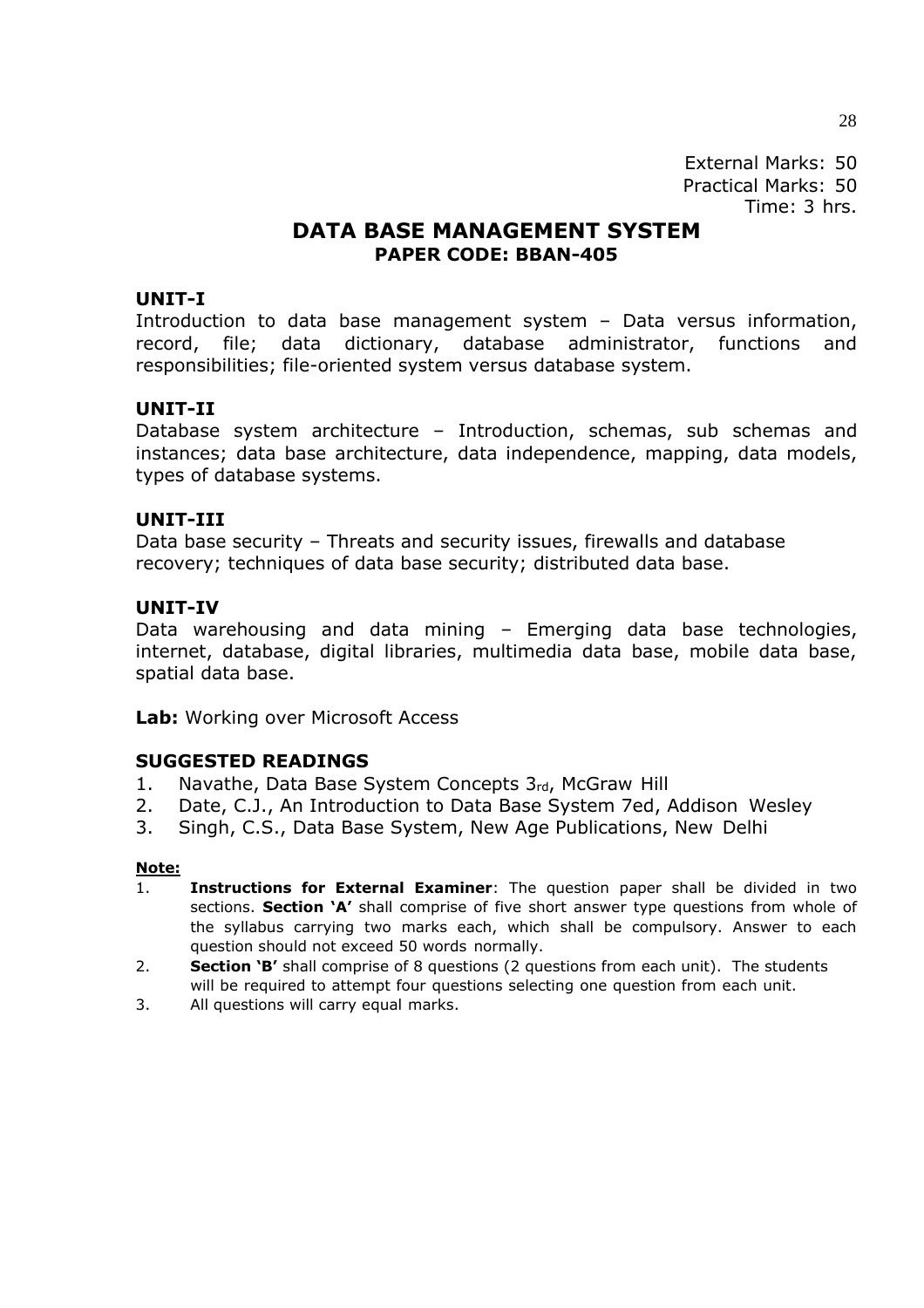External Marks: 50
Practical Marks: 50
Time: 3 hrs.

# DATA BASE MANAGEMENT SYSTEM

## PAPER CODE: BBAN-405

### UNIT-I

Introduction to data base management system – Data versus information, record, file; data dictionary, database administrator, functions and responsibilities; file-oriented system versus database system.

### UNIT-II

Database system architecture – Introduction, schemas, sub schemas and instances; data base architecture, data independence, mapping, data models, types of database systems.

### UNIT-III

Data base security – Threats and security issues, firewalls and database recovery; techniques of data base security; distributed data base.

### UNIT-IV

Data warehousing and data mining – Emerging data base technologies, internet, database, digital libraries, multimedia data base, mobile data base, spatial data base.

**Lab:** Working over Microsoft Access

### SUGGESTED READINGS

1. Navathe, Data Base System Concepts 3rd, McGraw Hill
2. Date, C.J., An Introduction to Data Base System 7ed, Addison Wesley
3. Singh, C.S., Data Base System, New Age Publications, New Delhi

**Note:**

1. **Instructions for External Examiner**: The question paper shall be divided in two sections. **Section 'A'** shall comprise of five short answer type questions from whole of the syllabus carrying two marks each, which shall be compulsory. Answer to each question should not exceed 50 words normally.
2. **Section 'B'** shall comprise of 8 questions (2 questions from each unit). The students will be required to attempt four questions selecting one question from each unit.
3. All questions will carry equal marks.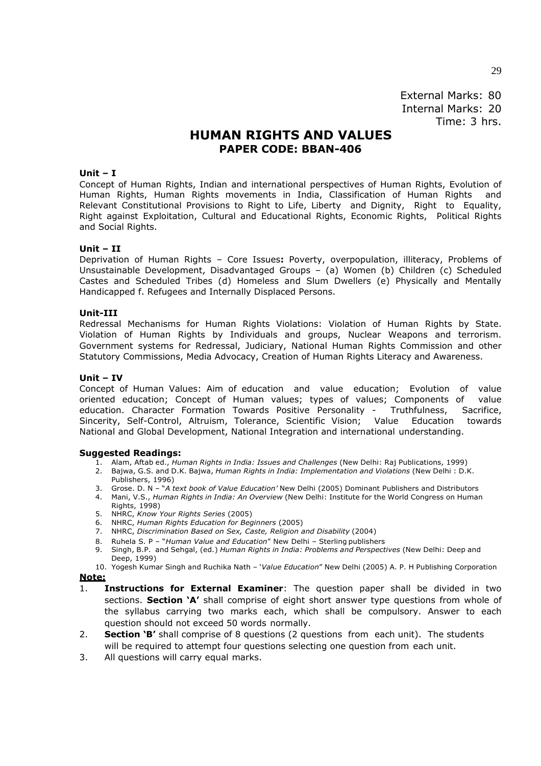External Marks: 80
Internal Marks: 20
Time: 3 hrs.

# HUMAN RIGHTS AND VALUES

## PAPER CODE: BBAN-406

**Unit – I**

Concept of Human Rights, Indian and international perspectives of Human Rights, Evolution of Human Rights, Human Rights movements in India, Classification of Human Rights and Relevant Constitutional Provisions to Right to Life, Liberty and Dignity, Right to Equality, Right against Exploitation, Cultural and Educational Rights, Economic Rights, Political Rights and Social Rights.

**Unit – II**

Deprivation of Human Rights – Core Issues**:** Poverty, overpopulation, illiteracy, Problems of Unsustainable Development, Disadvantaged Groups – (a) Women (b) Children (c) Scheduled Castes and Scheduled Tribes (d) Homeless and Slum Dwellers (e) Physically and Mentally Handicapped f. Refugees and Internally Displaced Persons.

**Unit-III**

Redressal Mechanisms for Human Rights Violations: Violation of Human Rights by State. Violation of Human Rights by Individuals and groups, Nuclear Weapons and terrorism. Government systems for Redressal, Judiciary, National Human Rights Commission and other Statutory Commissions, Media Advocacy, Creation of Human Rights Literacy and Awareness.

**Unit – IV**

Concept of Human Values: Aim of education and value education; Evolution of value oriented education; Concept of Human values; types of values; Components of value education. Character Formation Towards Positive Personality - Truthfulness, Sacrifice, Sincerity, Self-Control, Altruism, Tolerance, Scientific Vision; Value Education towards National and Global Development, National Integration and international understanding.

**Suggested Readings:**

1. Alam, Aftab ed., *Human Rights in India: Issues and Challenges* (New Delhi: Raj Publications, 1999)
2. Bajwa, G.S. and D.K. Bajwa, *Human Rights in India: Implementation and Violations* (New Delhi : D.K. Publishers, 1996)
3. Grose. D. N – "*A text book of Value Education'* New Delhi (2005) Dominant Publishers and Distributors
4. Mani, V.S., *Human Rights in India: An Overview* (New Delhi: Institute for the World Congress on Human Rights, 1998)
5. NHRC, *Know Your Rights Series* (2005)
6. NHRC, *Human Rights Education for Beginners* (2005)
7. NHRC, *Discrimination Based on Sex, Caste, Religion and Disability* (2004)
8. Ruhela S. P – "*Human Value and Education*" New Delhi – Sterling publishers
9. Singh, B.P. and Sehgal, (ed.) *Human Rights in India: Problems and Perspectives* (New Delhi: Deep and Deep, 1999)
10. Yogesh Kumar Singh and Ruchika Nath – '*Value Education*" New Delhi (2005) A. P. H Publishing Corporation

**Note:**

1. **Instructions for External Examiner**: The question paper shall be divided in two sections. **Section 'A'** shall comprise of eight short answer type questions from whole of the syllabus carrying two marks each, which shall be compulsory. Answer to each question should not exceed 50 words normally.
2. **Section 'B'** shall comprise of 8 questions (2 questions from each unit). The students will be required to attempt four questions selecting one question from each unit.
3. All questions will carry equal marks.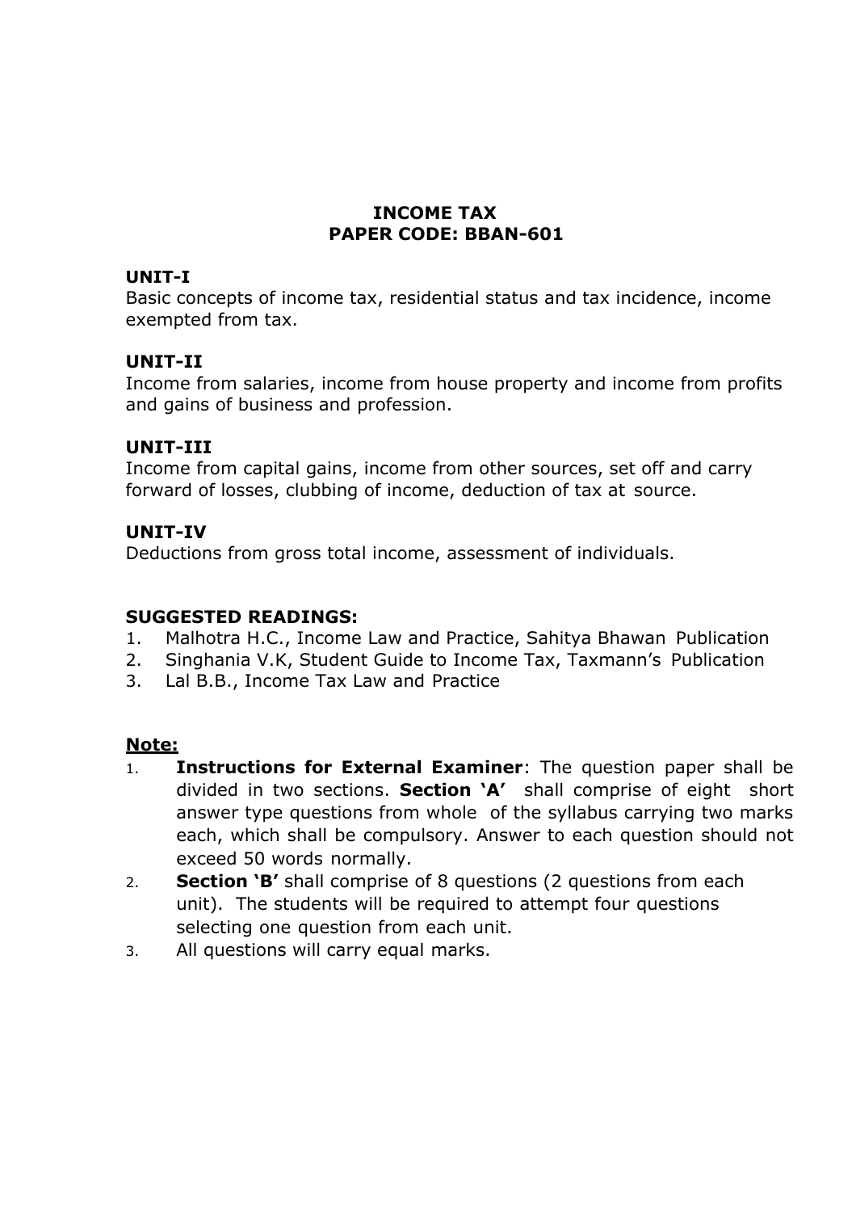# INCOME TAX
## PAPER CODE: BBAN-601

**UNIT-I**

Basic concepts of income tax, residential status and tax incidence, income exempted from tax.

**UNIT-II**

Income from salaries, income from house property and income from profits and gains of business and profession.

**UNIT-III**

Income from capital gains, income from other sources, set off and carry forward of losses, clubbing of income, deduction of tax at source.

**UNIT-IV**

Deductions from gross total income, assessment of individuals.

**SUGGESTED READINGS:**

1. Malhotra H.C., Income Law and Practice, Sahitya Bhawan Publication
2. Singhania V.K, Student Guide to Income Tax, Taxmann's Publication
3. Lal B.B., Income Tax Law and Practice

**Note:**

1. **Instructions for External Examiner**: The question paper shall be divided in two sections. **Section 'A'** shall comprise of eight short answer type questions from whole of the syllabus carrying two marks each, which shall be compulsory. Answer to each question should not exceed 50 words normally.
2. **Section 'B'** shall comprise of 8 questions (2 questions from each unit). The students will be required to attempt four questions selecting one question from each unit.
3. All questions will carry equal marks.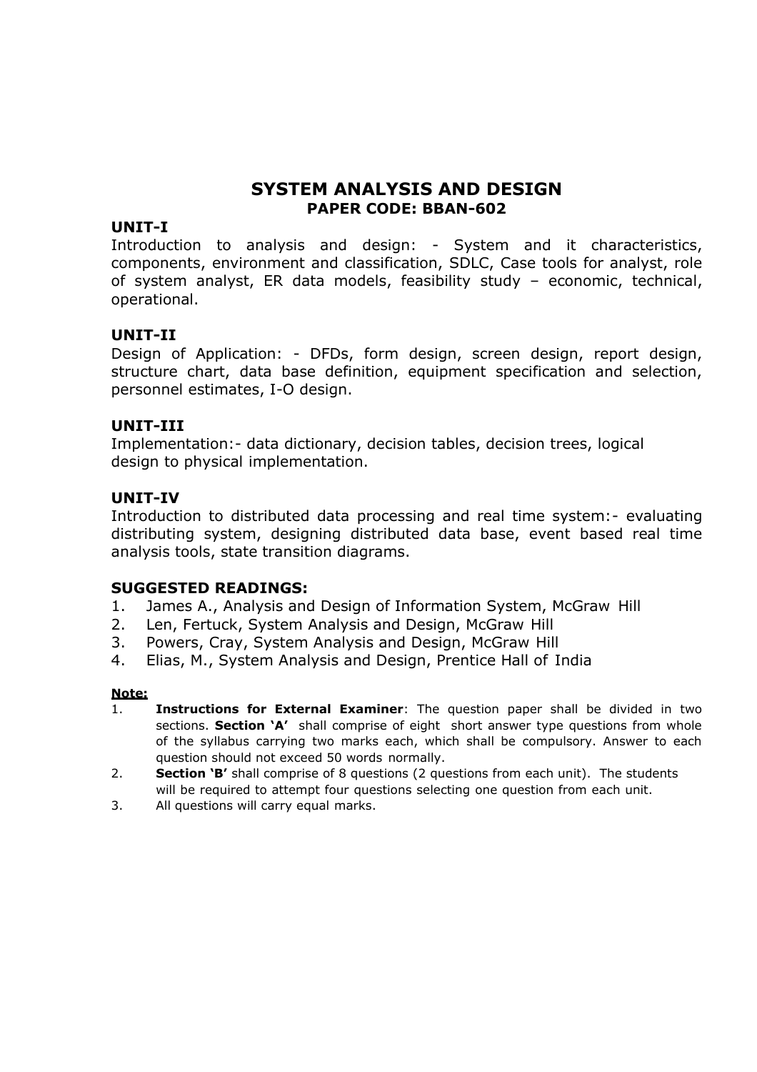# SYSTEM ANALYSIS AND DESIGN

## PAPER CODE: BBAN-602

### UNIT-I

Introduction to analysis and design: - System and it characteristics, components, environment and classification, SDLC, Case tools for analyst, role of system analyst, ER data models, feasibility study – economic, technical, operational.

### UNIT-II

Design of Application: - DFDs, form design, screen design, report design, structure chart, data base definition, equipment specification and selection, personnel estimates, I-O design.

### UNIT-III

Implementation:- data dictionary, decision tables, decision trees, logical design to physical implementation.

### UNIT-IV

Introduction to distributed data processing and real time system:- evaluating distributing system, designing distributed data base, event based real time analysis tools, state transition diagrams.

### SUGGESTED READINGS:

1. James A., Analysis and Design of Information System, McGraw Hill
2. Len, Fertuck, System Analysis and Design, McGraw Hill
3. Powers, Cray, System Analysis and Design, McGraw Hill
4. Elias, M., System Analysis and Design, Prentice Hall of India

**Note:**

1. **Instructions for External Examiner**: The question paper shall be divided in two sections. **Section 'A'** shall comprise of eight short answer type questions from whole of the syllabus carrying two marks each, which shall be compulsory. Answer to each question should not exceed 50 words normally.
2. **Section 'B'** shall comprise of 8 questions (2 questions from each unit). The students will be required to attempt four questions selecting one question from each unit.
3. All questions will carry equal marks.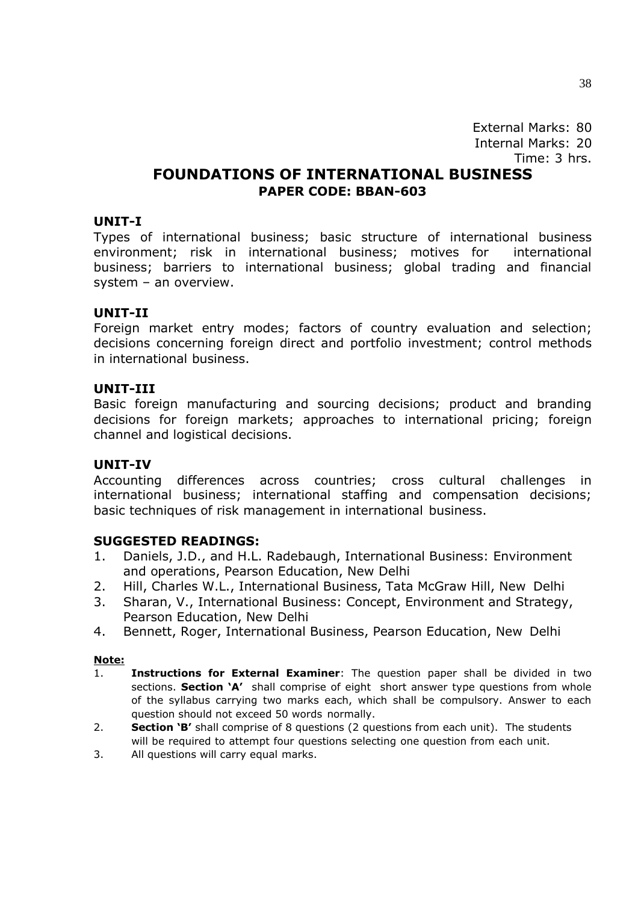External Marks: 80
Internal Marks: 20
Time: 3 hrs.

# FOUNDATIONS OF INTERNATIONAL BUSINESS

## PAPER CODE: BBAN-603

### UNIT-I

Types of international business; basic structure of international business environment; risk in international business; motives for international business; barriers to international business; global trading and financial system – an overview.

### UNIT-II

Foreign market entry modes; factors of country evaluation and selection; decisions concerning foreign direct and portfolio investment; control methods in international business.

### UNIT-III

Basic foreign manufacturing and sourcing decisions; product and branding decisions for foreign markets; approaches to international pricing; foreign channel and logistical decisions.

### UNIT-IV

Accounting differences across countries; cross cultural challenges in international business; international staffing and compensation decisions; basic techniques of risk management in international business.

### SUGGESTED READINGS:

1. Daniels, J.D., and H.L. Radebaugh, International Business: Environment and operations, Pearson Education, New Delhi
2. Hill, Charles W.L., International Business, Tata McGraw Hill, New Delhi
3. Sharan, V., International Business: Concept, Environment and Strategy, Pearson Education, New Delhi
4. Bennett, Roger, International Business, Pearson Education, New Delhi

**Note:**

1. **Instructions for External Examiner**: The question paper shall be divided in two sections. **Section 'A'** shall comprise of eight short answer type questions from whole of the syllabus carrying two marks each, which shall be compulsory. Answer to each question should not exceed 50 words normally.
2. **Section 'B'** shall comprise of 8 questions (2 questions from each unit). The students will be required to attempt four questions selecting one question from each unit.
3. All questions will carry equal marks.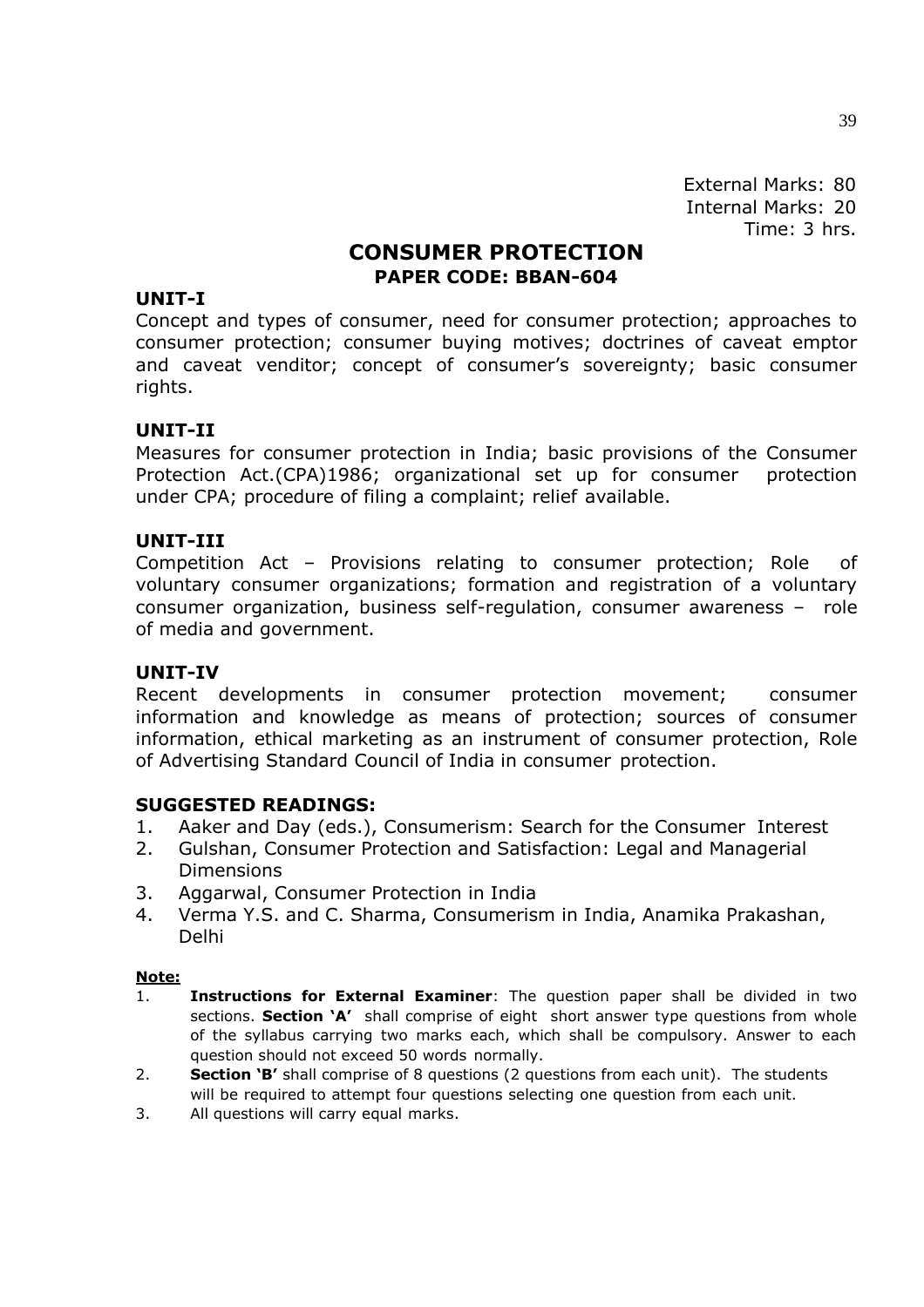External Marks: 80
Internal Marks: 20
Time: 3 hrs.

# CONSUMER PROTECTION

## PAPER CODE: BBAN-604

### UNIT-I

Concept and types of consumer, need for consumer protection; approaches to consumer protection; consumer buying motives; doctrines of caveat emptor and caveat venditor; concept of consumer's sovereignty; basic consumer rights.

### UNIT-II

Measures for consumer protection in India; basic provisions of the Consumer Protection Act.(CPA)1986; organizational set up for consumer protection under CPA; procedure of filing a complaint; relief available.

### UNIT-III

Competition Act – Provisions relating to consumer protection; Role of voluntary consumer organizations; formation and registration of a voluntary consumer organization, business self-regulation, consumer awareness – role of media and government.

### UNIT-IV

Recent developments in consumer protection movement; consumer information and knowledge as means of protection; sources of consumer information, ethical marketing as an instrument of consumer protection, Role of Advertising Standard Council of India in consumer protection.

### SUGGESTED READINGS:

1. Aaker and Day (eds.), Consumerism: Search for the Consumer Interest
2. Gulshan, Consumer Protection and Satisfaction: Legal and Managerial Dimensions
3. Aggarwal, Consumer Protection in India
4. Verma Y.S. and C. Sharma, Consumerism in India, Anamika Prakashan, Delhi

**Note:**

1. **Instructions for External Examiner**: The question paper shall be divided in two sections. **Section 'A'** shall comprise of eight short answer type questions from whole of the syllabus carrying two marks each, which shall be compulsory. Answer to each question should not exceed 50 words normally.
2. **Section 'B'** shall comprise of 8 questions (2 questions from each unit). The students will be required to attempt four questions selecting one question from each unit.
3. All questions will carry equal marks.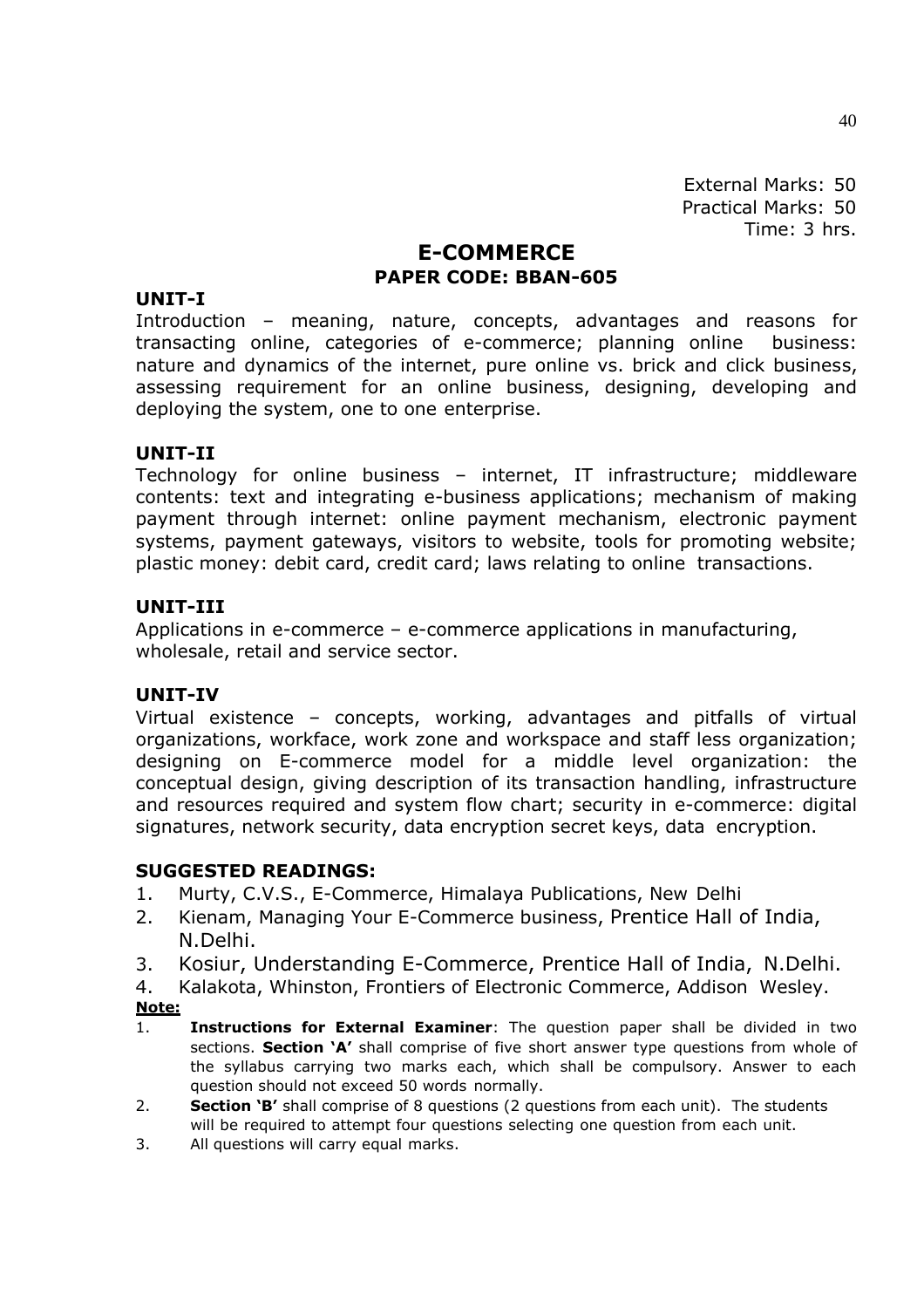External Marks: 50
Practical Marks: 50
Time: 3 hrs.

# E-COMMERCE
## PAPER CODE: BBAN-605

**UNIT-I**

Introduction – meaning, nature, concepts, advantages and reasons for transacting online, categories of e-commerce; planning online business: nature and dynamics of the internet, pure online vs. brick and click business, assessing requirement for an online business, designing, developing and deploying the system, one to one enterprise.

**UNIT-II**

Technology for online business – internet, IT infrastructure; middleware contents: text and integrating e-business applications; mechanism of making payment through internet: online payment mechanism, electronic payment systems, payment gateways, visitors to website, tools for promoting website; plastic money: debit card, credit card; laws relating to online transactions.

**UNIT-III**

Applications in e-commerce – e-commerce applications in manufacturing, wholesale, retail and service sector.

**UNIT-IV**

Virtual existence – concepts, working, advantages and pitfalls of virtual organizations, workface, work zone and workspace and staff less organization; designing on E-commerce model for a middle level organization: the conceptual design, giving description of its transaction handling, infrastructure and resources required and system flow chart; security in e-commerce: digital signatures, network security, data encryption secret keys, data encryption.

**SUGGESTED READINGS:**

1. Murty, C.V.S., E-Commerce, Himalaya Publications, New Delhi
2. Kienam, Managing Your E-Commerce business, Prentice Hall of India, N.Delhi.
3. Kosiur, Understanding E-Commerce, Prentice Hall of India, N.Delhi.
4. Kalakota, Whinston, Frontiers of Electronic Commerce, Addison Wesley.

**Note:**

1. **Instructions for External Examiner**: The question paper shall be divided in two sections. **Section 'A'** shall comprise of five short answer type questions from whole of the syllabus carrying two marks each, which shall be compulsory. Answer to each question should not exceed 50 words normally.
2. **Section 'B'** shall comprise of 8 questions (2 questions from each unit). The students will be required to attempt four questions selecting one question from each unit.
3. All questions will carry equal marks.